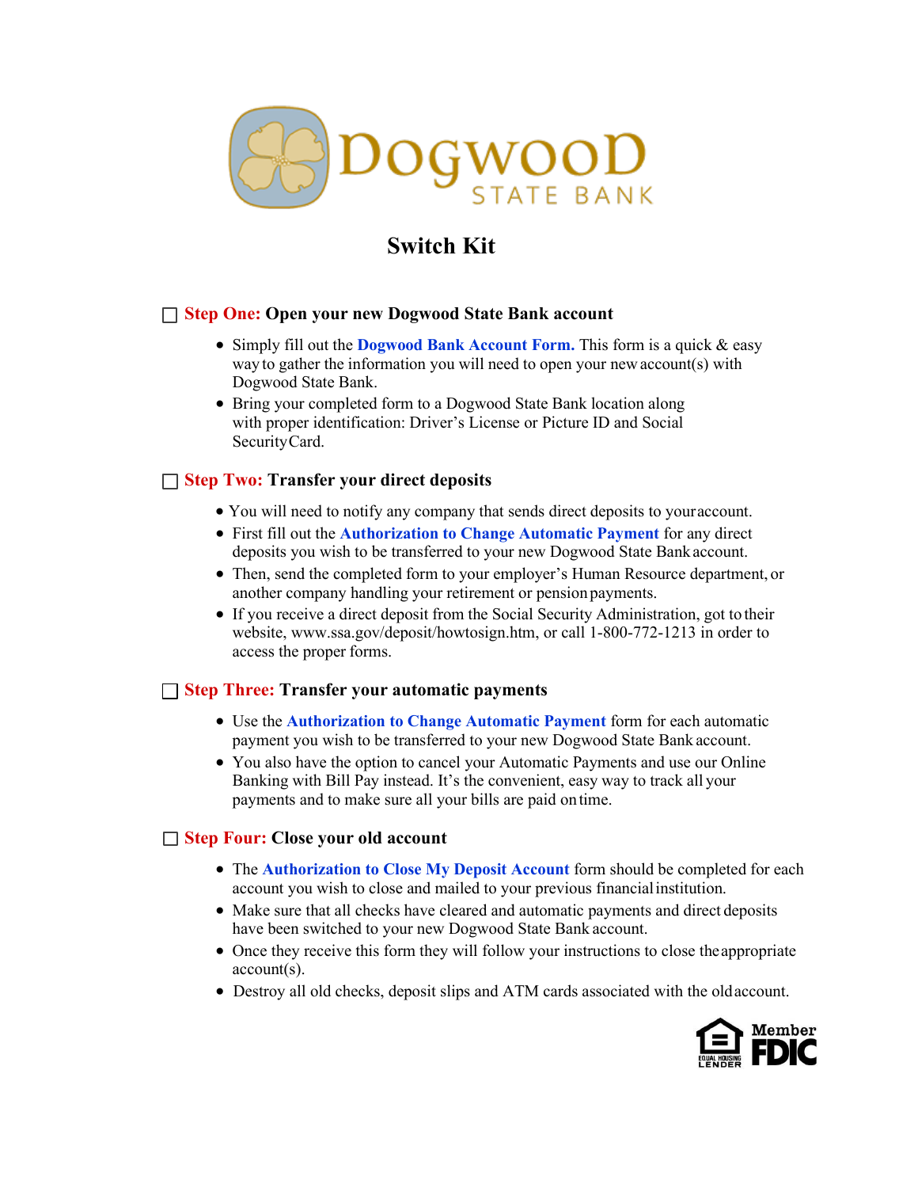# Dogwood State Bank

## Switch Kit

### ☐ Step One: Open your new Dogwood State Bank account

- Simply fill out the **Dogwood Bank Account Form.** This form is a quick & easy way to gather the information you will need to open your new account(s) with Dogwood State Bank.
- Bring your completed form to a Dogwood State Bank location along with proper identification: Driver's License or Picture ID and Social Security Card.

### ☐ Step Two: Transfer your direct deposits

- You will need to notify any company that sends direct deposits to your account.
- First fill out the **Authorization to Change Automatic Payment** for any direct deposits you wish to be transferred to your new Dogwood State Bank account.
- Then, send the completed form to your employer's Human Resource department, or another company handling your retirement or pension payments.
- If you receive a direct deposit from the Social Security Administration, got to their website, www.ssa.gov/deposit/howtosign.htm, or call 1-800-772-1213 in order to access the proper forms.

### ☐ Step Three: Transfer your automatic payments

- Use the **Authorization to Change Automatic Payment** form for each automatic payment you wish to be transferred to your new Dogwood State Bank account.
- You also have the option to cancel your Automatic Payments and use our Online Banking with Bill Pay instead. It's the convenient, easy way to track all your payments and to make sure all your bills are paid on time.

### ☐ Step Four: Close your old account

- The **Authorization to Close My Deposit Account** form should be completed for each account you wish to close and mailed to your previous financial institution.
- Make sure that all checks have cleared and automatic payments and direct deposits have been switched to your new Dogwood State Bank account.
- Once they receive this form they will follow your instructions to close the appropriate account(s).
- Destroy all old checks, deposit slips and ATM cards associated with the old account.

Equal Housing Lender | Member FDIC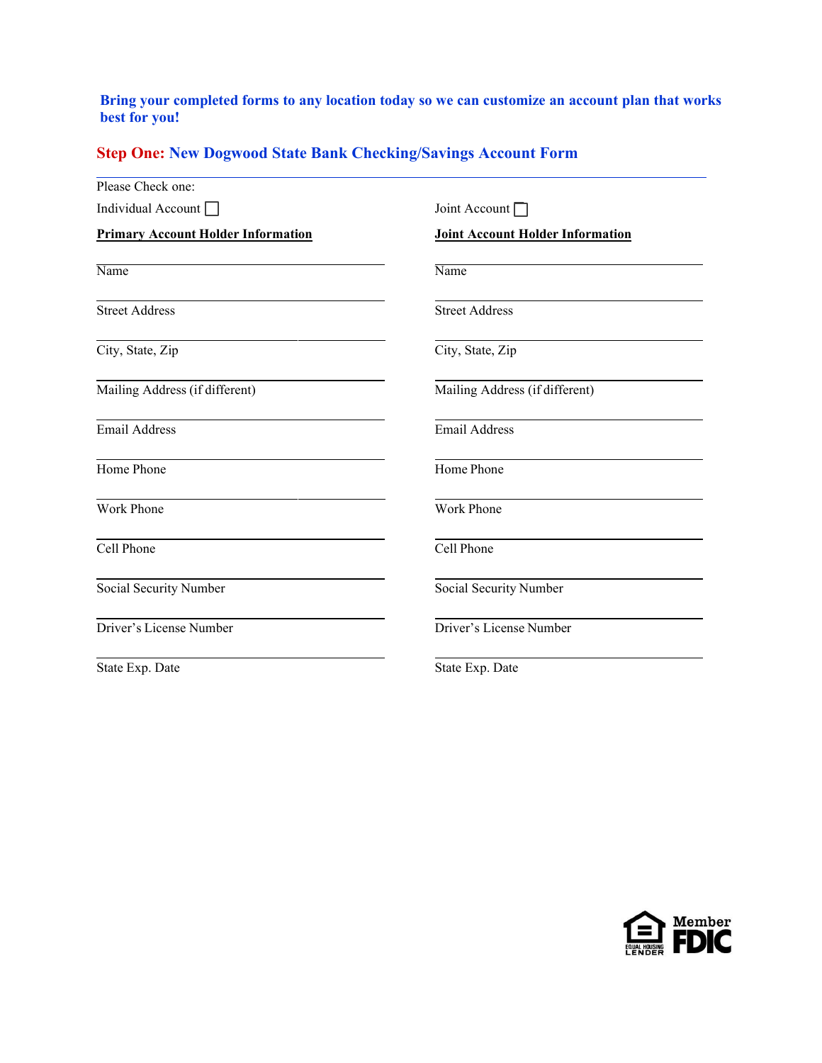**Bring your completed forms to any location today so we can customize an account plan that works best for you!**

## Step One: New Dogwood State Bank Checking/Savings Account Form

Please Check one:

Individual Account ☐

Joint Account ☐

| **Primary Account Holder Information** | **Joint Account Holder Information** |
|---|---|
| Name | Name |
| Street Address | Street Address |
| City, State, Zip | City, State, Zip |
| Mailing Address (if different) | Mailing Address (if different) |
| Email Address | Email Address |
| Home Phone | Home Phone |
| Work Phone | Work Phone |
| Cell Phone | Cell Phone |
| Social Security Number | Social Security Number |
| Driver's License Number | Driver's License Number |
| State Exp. Date | State Exp. Date |

EQUAL HOUSING LENDER

Member FDIC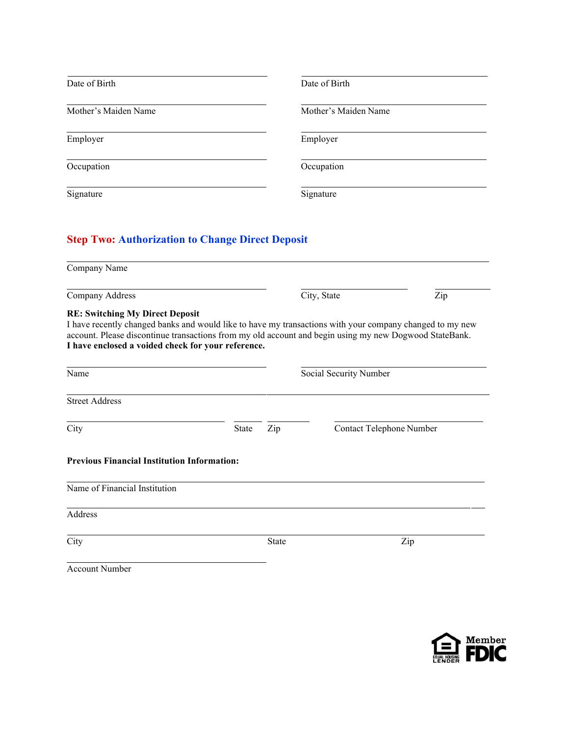| | |
|---|---|
| Date of Birth | Date of Birth |
| Mother's Maiden Name | Mother's Maiden Name |
| Employer | Employer |
| Occupation | Occupation |
| Signature | Signature |

## Step Two: Authorization to Change Direct Deposit

Company Name

| | | |
|---|---|---|
| Company Address | City, State | Zip |

**RE: Switching My Direct Deposit**
I have recently changed banks and would like to have my transactions with your company changed to my new account. Please discontinue transactions from my old account and begin using my new Dogwood StateBank.
**I have enclosed a voided check for your reference.**

| | |
|---|---|
| Name | Social Security Number |

Street Address

| | | | |
|---|---|---|---|
| City | State | Zip | Contact Telephone Number |

**Previous Financial Institution Information:**

Name of Financial Institution

Address

| | | |
|---|---|---|
| City | State | Zip |

Account Number

EQUAL HOUSING LENDER Member FDIC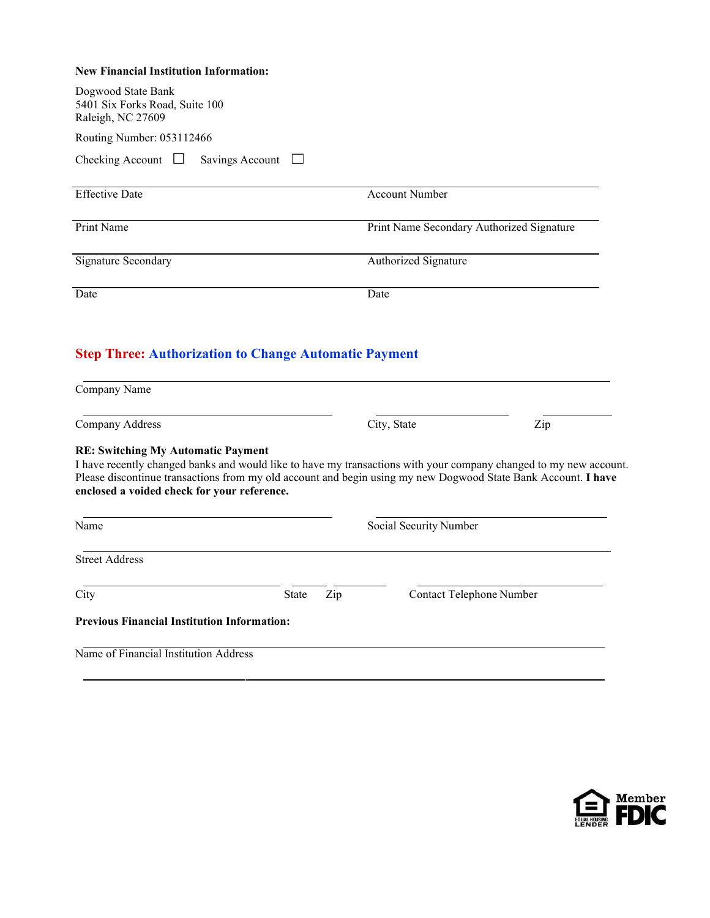**New Financial Institution Information:**

Dogwood State Bank
5401 Six Forks Road, Suite 100
Raleigh, NC 27609

Routing Number: 053112466

Checking Account ☐ Savings Account ☐

| | |
|---|---|
| Effective Date | Account Number |
| Print Name | Print Name Secondary Authorized Signature |
| Signature Secondary | Authorized Signature |
| Date | Date |

## Step Three: Authorization to Change Automatic Payment

Company Name

Company Address | City, State | Zip

**RE: Switching My Automatic Payment**
I have recently changed banks and would like to have my transactions with your company changed to my new account. Please discontinue transactions from my old account and begin using my new Dogwood State Bank Account. **I have enclosed a voided check for your reference.**

Name | Social Security Number

Street Address

City | State | Zip | Contact Telephone Number

**Previous Financial Institution Information:**

Name of Financial Institution Address

Equal Housing Lender | Member FDIC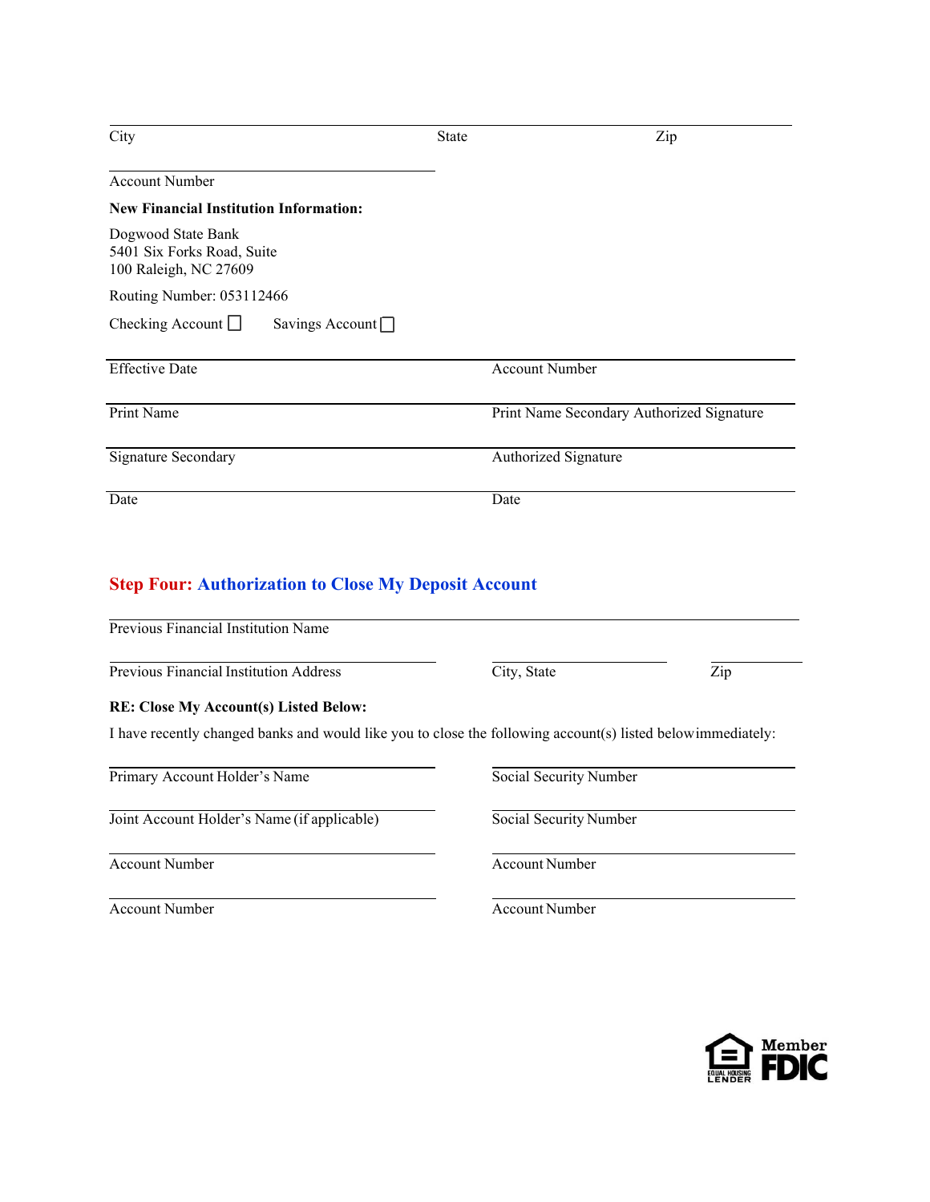City | State | Zip

Account Number

**New Financial Institution Information:**

Dogwood State Bank
5401 Six Forks Road, Suite
100 Raleigh, NC 27609

Routing Number: 053112466

Checking Account ☐ Savings Account ☐

| | |
|---|---|
| Effective Date | Account Number |
| Print Name | Print Name Secondary Authorized Signature |
| Signature Secondary | Authorized Signature |
| Date | Date |

## Step Four: Authorization to Close My Deposit Account

Previous Financial Institution Name

Previous Financial Institution Address | City, State | Zip

**RE: Close My Account(s) Listed Below:**

I have recently changed banks and would like you to close the following account(s) listed belowimmediately:

| | |
|---|---|
| Primary Account Holder's Name | Social Security Number |
| Joint Account Holder's Name (if applicable) | Social Security Number |
| Account Number | Account Number |
| Account Number | Account Number |

Equal Housing Lender
Member FDIC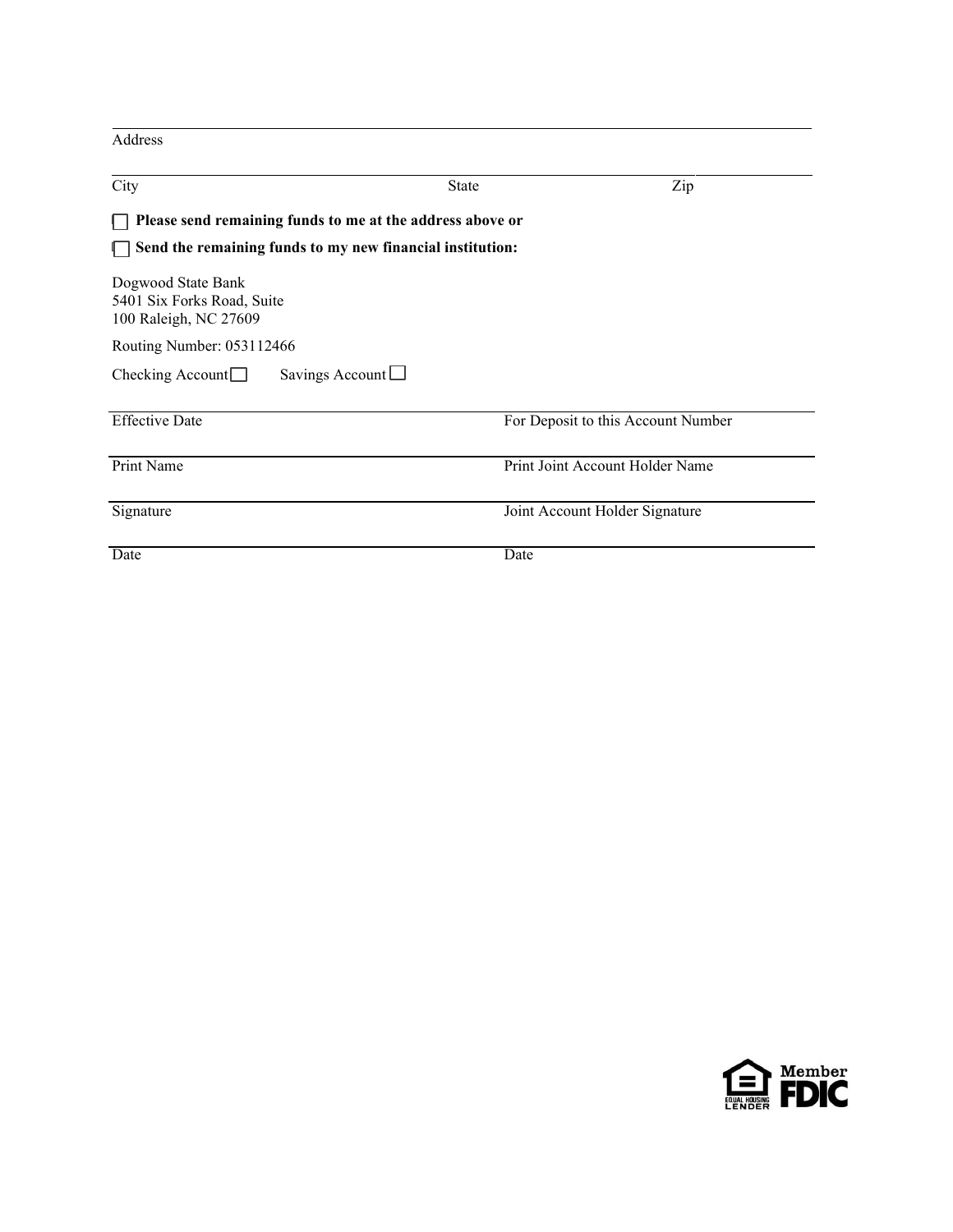Address

City State Zip

☐ **Please send remaining funds to me at the address above or**

☐ **Send the remaining funds to my new financial institution:**

Dogwood State Bank
5401 Six Forks Road, Suite
100 Raleigh, NC 27609

Routing Number: 053112466

Checking Account ☐ Savings Account ☐

| | |
|---|---|
| Effective Date | For Deposit to this Account Number |
| Print Name | Print Joint Account Holder Name |
| Signature | Joint Account Holder Signature |
| Date | Date |

EQUAL HOUSING LENDER

Member FDIC